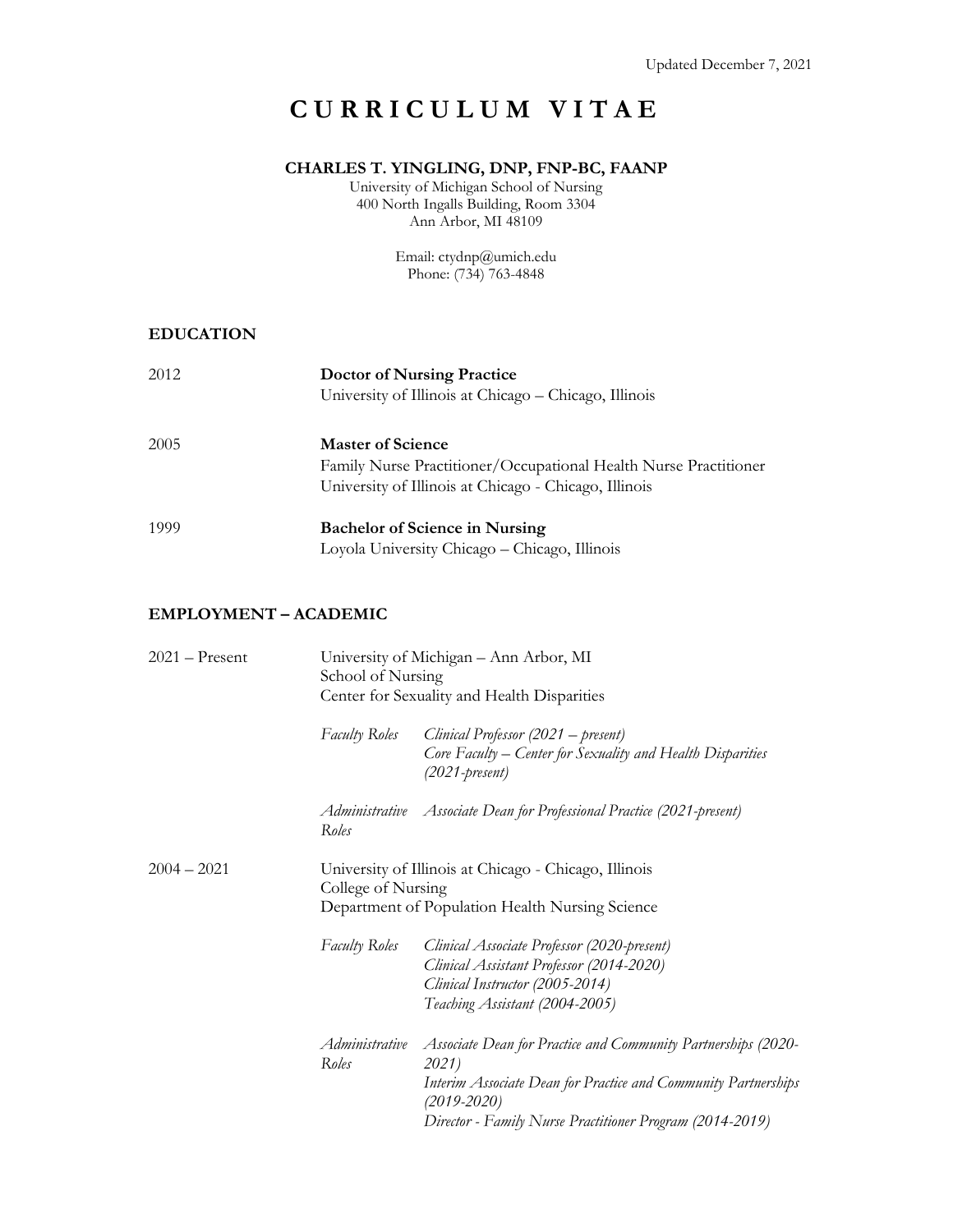Updated December 7, 2021

# C U R R I C U L U M   V I T A E

**CHARLES T. YINGLING, DNP, FNP-BC, FAANP**
University of Michigan School of Nursing
400 North Ingalls Building, Room 3304
Ann Arbor, MI 48109

Email: ctydnp@umich.edu
Phone: (734) 763-4848

## EDUCATION

2012 — **Doctor of Nursing Practice**
University of Illinois at Chicago – Chicago, Illinois

2005 — **Master of Science**
Family Nurse Practitioner/Occupational Health Nurse Practitioner
University of Illinois at Chicago - Chicago, Illinois

1999 — **Bachelor of Science in Nursing**
Loyola University Chicago – Chicago, Illinois

## EMPLOYMENT – ACADEMIC

**2021 – Present**
University of Michigan – Ann Arbor, MI
School of Nursing
Center for Sexuality and Health Disparities

*Faculty Roles*
- *Clinical Professor (2021 – present)*
- *Core Faculty – Center for Sexuality and Health Disparities (2021-present)*

*Administrative Roles*
- *Associate Dean for Professional Practice (2021-present)*

**2004 – 2021**
University of Illinois at Chicago - Chicago, Illinois
College of Nursing
Department of Population Health Nursing Science

*Faculty Roles*
- *Clinical Associate Professor (2020-present)*
- *Clinical Assistant Professor (2014-2020)*
- *Clinical Instructor (2005-2014)*
- *Teaching Assistant (2004-2005)*

*Administrative Roles*
- *Associate Dean for Practice and Community Partnerships (2020-2021)*
- *Interim Associate Dean for Practice and Community Partnerships (2019-2020)*
- *Director - Family Nurse Practitioner Program (2014-2019)*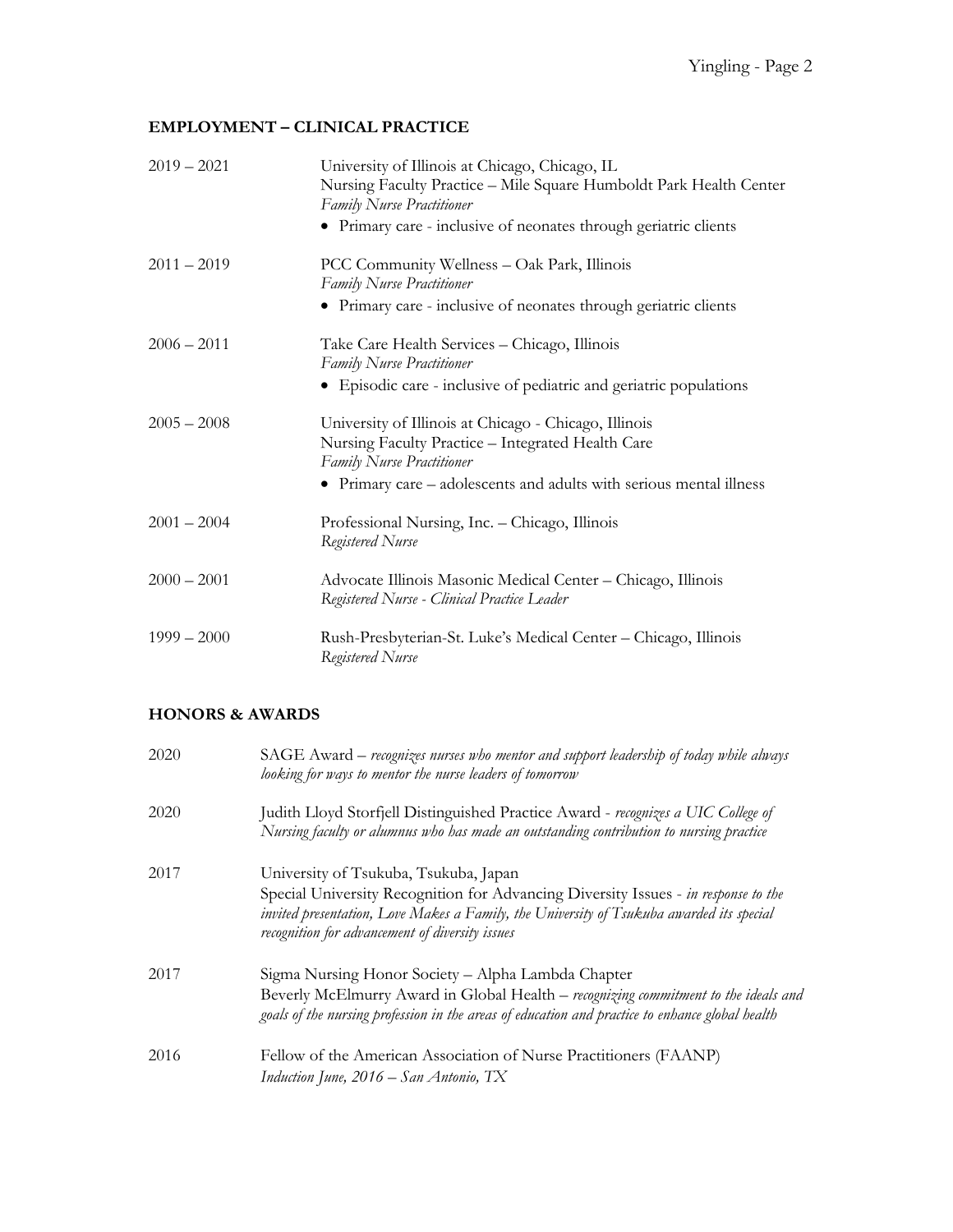## EMPLOYMENT – CLINICAL PRACTICE

**2019 – 2021**
University of Illinois at Chicago, Chicago, IL
Nursing Faculty Practice – Mile Square Humboldt Park Health Center
*Family Nurse Practitioner*
- Primary care - inclusive of neonates through geriatric clients

**2011 – 2019**
PCC Community Wellness – Oak Park, Illinois
*Family Nurse Practitioner*
- Primary care - inclusive of neonates through geriatric clients

**2006 – 2011**
Take Care Health Services – Chicago, Illinois
*Family Nurse Practitioner*
- Episodic care - inclusive of pediatric and geriatric populations

**2005 – 2008**
University of Illinois at Chicago - Chicago, Illinois
Nursing Faculty Practice – Integrated Health Care
*Family Nurse Practitioner*
- Primary care – adolescents and adults with serious mental illness

**2001 – 2004**
Professional Nursing, Inc. – Chicago, Illinois
*Registered Nurse*

**2000 – 2001**
Advocate Illinois Masonic Medical Center – Chicago, Illinois
*Registered Nurse - Clinical Practice Leader*

**1999 – 2000**
Rush-Presbyterian-St. Luke's Medical Center – Chicago, Illinois
*Registered Nurse*

## HONORS & AWARDS

**2020**
SAGE Award – *recognizes nurses who mentor and support leadership of today while always looking for ways to mentor the nurse leaders of tomorrow*

**2020**
Judith Lloyd Storfjell Distinguished Practice Award - *recognizes a UIC College of Nursing faculty or alumnus who has made an outstanding contribution to nursing practice*

**2017**
University of Tsukuba, Tsukuba, Japan
Special University Recognition for Advancing Diversity Issues - *in response to the invited presentation, Love Makes a Family, the University of Tsukuba awarded its special recognition for advancement of diversity issues*

**2017**
Sigma Nursing Honor Society – Alpha Lambda Chapter
Beverly McElmurry Award in Global Health – *recognizing commitment to the ideals and goals of the nursing profession in the areas of education and practice to enhance global health*

**2016**
Fellow of the American Association of Nurse Practitioners (FAANP)
*Induction June, 2016 – San Antonio, TX*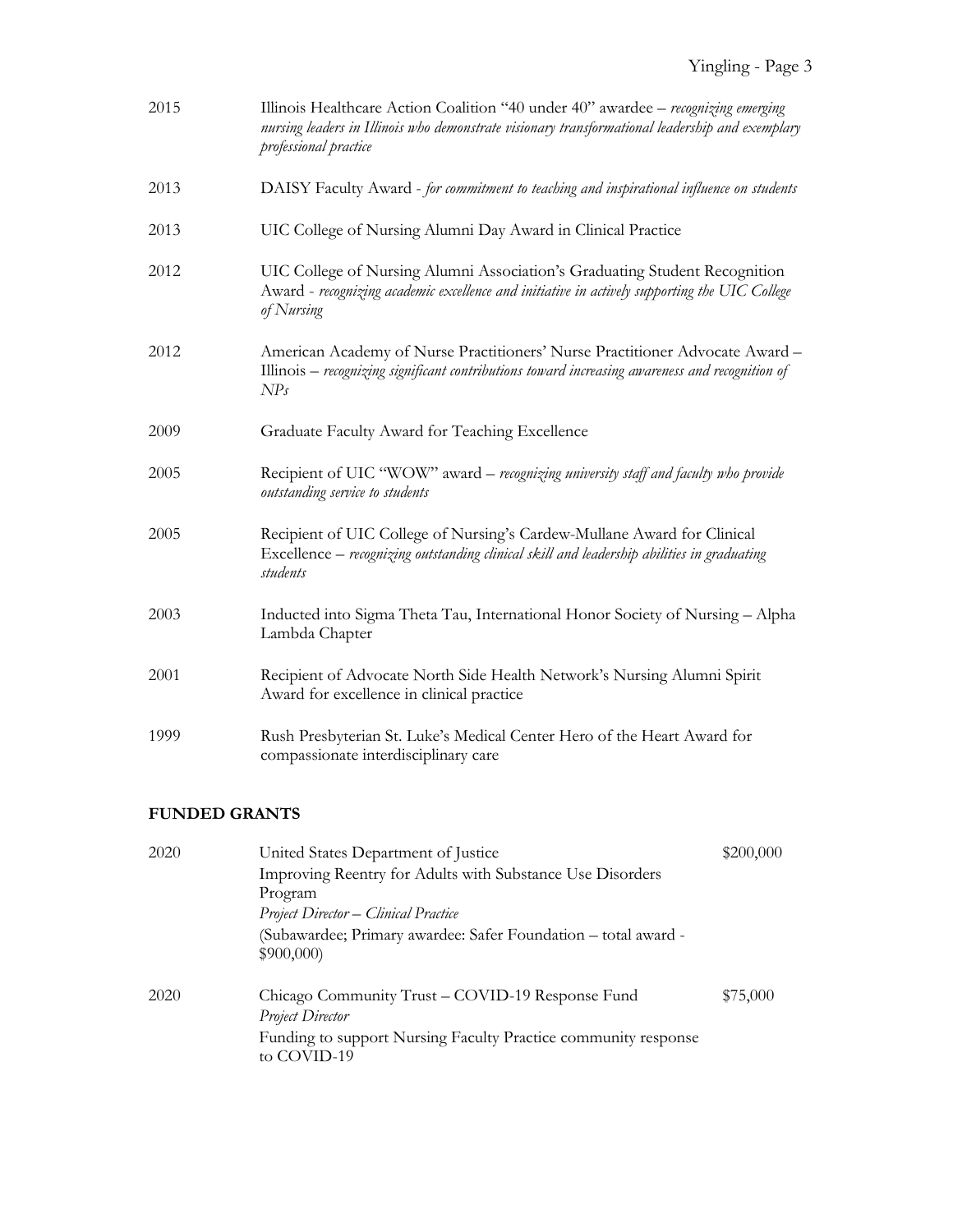2015 Illinois Healthcare Action Coalition "40 under 40" awardee – *recognizing emerging nursing leaders in Illinois who demonstrate visionary transformational leadership and exemplary professional practice*

2013 DAISY Faculty Award - *for commitment to teaching and inspirational influence on students*

2013 UIC College of Nursing Alumni Day Award in Clinical Practice

2012 UIC College of Nursing Alumni Association's Graduating Student Recognition Award - *recognizing academic excellence and initiative in actively supporting the UIC College of Nursing*

2012 American Academy of Nurse Practitioners' Nurse Practitioner Advocate Award – Illinois – *recognizing significant contributions toward increasing awareness and recognition of NPs*

2009 Graduate Faculty Award for Teaching Excellence

2005 Recipient of UIC "WOW" award – *recognizing university staff and faculty who provide outstanding service to students*

2005 Recipient of UIC College of Nursing's Cardew-Mullane Award for Clinical Excellence – *recognizing outstanding clinical skill and leadership abilities in graduating students*

2003 Inducted into Sigma Theta Tau, International Honor Society of Nursing – Alpha Lambda Chapter

2001 Recipient of Advocate North Side Health Network's Nursing Alumni Spirit Award for excellence in clinical practice

1999 Rush Presbyterian St. Luke's Medical Center Hero of the Heart Award for compassionate interdisciplinary care

## FUNDED GRANTS

2020 United States Department of Justice — $200,000
Improving Reentry for Adults with Substance Use Disorders Program
*Project Director – Clinical Practice*
(Subawardee; Primary awardee: Safer Foundation – total award - $900,000)

2020 Chicago Community Trust – COVID-19 Response Fund — $75,000
*Project Director*
Funding to support Nursing Faculty Practice community response to COVID-19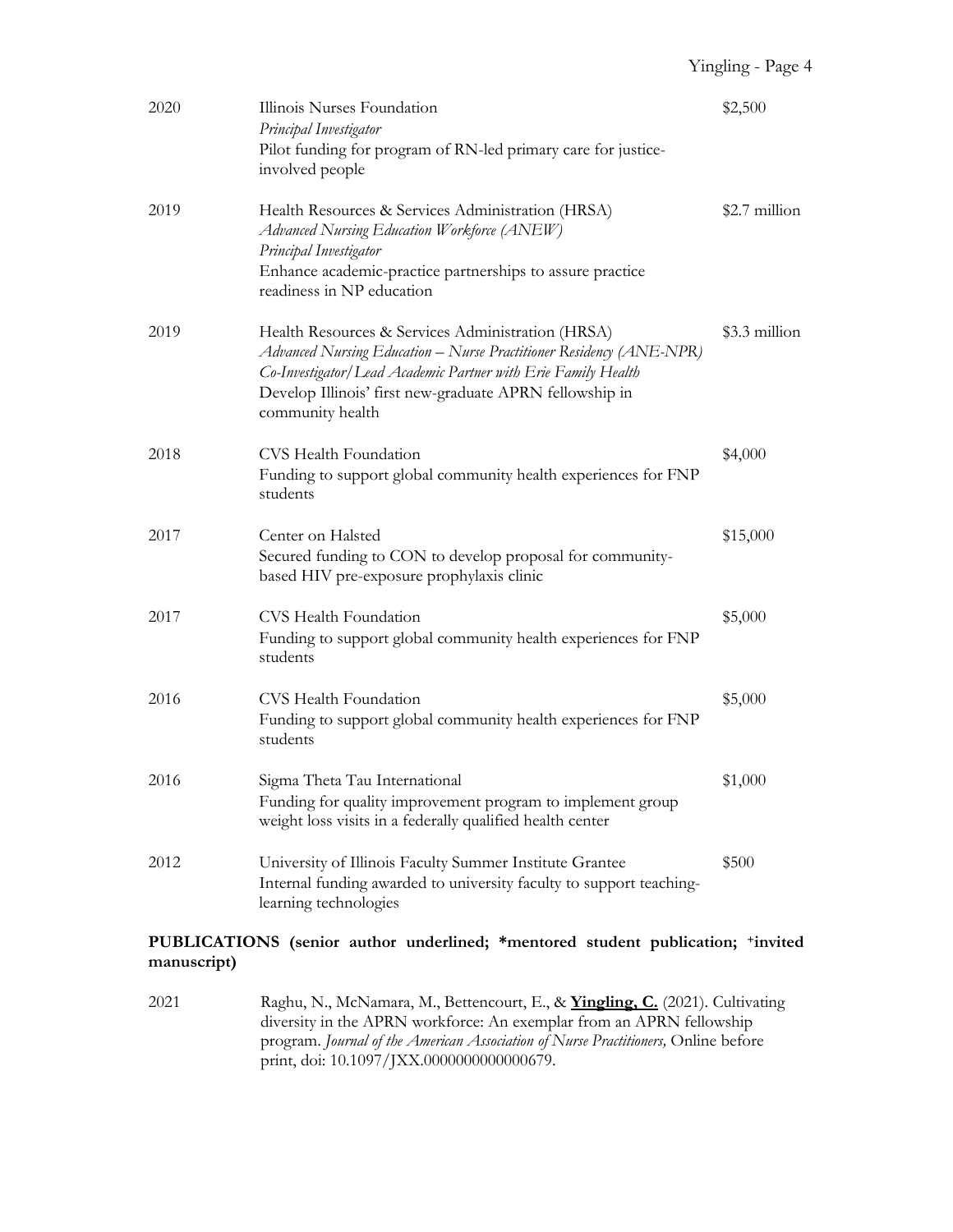| | | |
|---|---|---|
| 2020 | Illinois Nurses Foundation<br>*Principal Investigator*<br>Pilot funding for program of RN-led primary care for justice-involved people | \$2,500 |
| 2019 | Health Resources & Services Administration (HRSA)<br>*Advanced Nursing Education Workforce (ANEW)*<br>*Principal Investigator*<br>Enhance academic-practice partnerships to assure practice readiness in NP education | \$2.7 million |
| 2019 | Health Resources & Services Administration (HRSA)<br>*Advanced Nursing Education – Nurse Practitioner Residency (ANE-NPR)*<br>*Co-Investigator/Lead Academic Partner with Erie Family Health*<br>Develop Illinois' first new-graduate APRN fellowship in community health | \$3.3 million |
| 2018 | CVS Health Foundation<br>Funding to support global community health experiences for FNP students | \$4,000 |
| 2017 | Center on Halsted<br>Secured funding to CON to develop proposal for community-based HIV pre-exposure prophylaxis clinic | \$15,000 |
| 2017 | CVS Health Foundation<br>Funding to support global community health experiences for FNP students | \$5,000 |
| 2016 | CVS Health Foundation<br>Funding to support global community health experiences for FNP students | \$5,000 |
| 2016 | Sigma Theta Tau International<br>Funding for quality improvement program to implement group weight loss visits in a federally qualified health center | \$1,000 |
| 2012 | University of Illinois Faculty Summer Institute Grantee<br>Internal funding awarded to university faculty to support teaching-learning technologies | \$500 |

**PUBLICATIONS (senior author underlined; *mentored student publication; +invited manuscript)**

2021 Raghu, N., McNamara, M., Bettencourt, E., & **<u>Yingling, C.</u>** (2021). Cultivating diversity in the APRN workforce: An exemplar from an APRN fellowship program. *Journal of the American Association of Nurse Practitioners,* Online before print, doi: 10.1097/JXX.0000000000000679.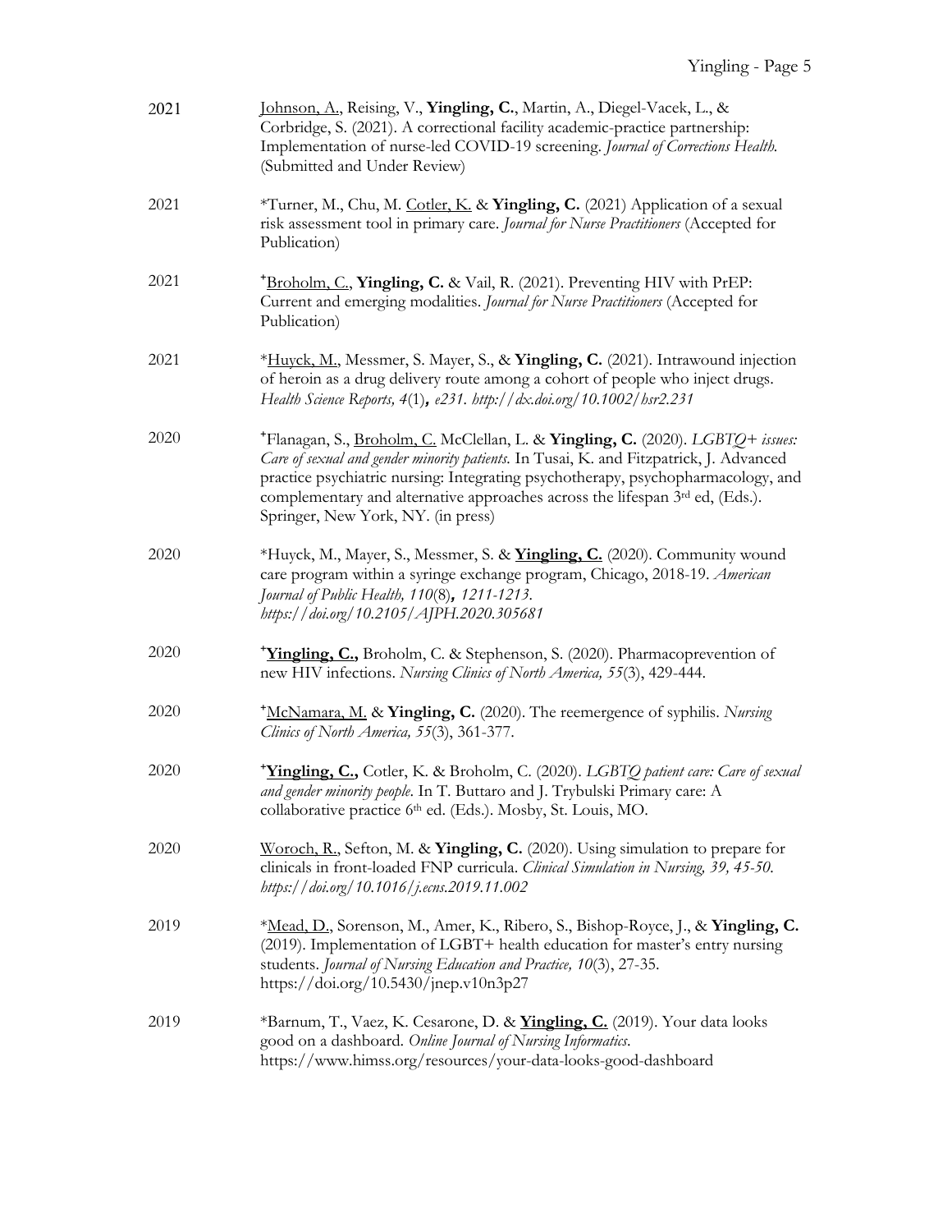2021 — <u>Johnson, A.</u>, Reising, V., **Yingling, C.**, Martin, A., Diegel-Vacek, L., & Corbridge, S. (2021). A correctional facility academic-practice partnership: Implementation of nurse-led COVID-19 screening. *Journal of Corrections Health.* (Submitted and Under Review)

2021 — *Turner, M., Chu, M. <u>Cotler, K.</u> & **Yingling, C.** (2021) Application of a sexual risk assessment tool in primary care. *Journal for Nurse Practitioners* (Accepted for Publication)

2021 — ⁺<u>Broholm, C.</u>, **Yingling, C.** & Vail, R. (2021). Preventing HIV with PrEP: Current and emerging modalities. *Journal for Nurse Practitioners* (Accepted for Publication)

2021 — *<u>Huyck, M.</u>, Messmer, S. Mayer, S., & **Yingling, C.** (2021). Intrawound injection of heroin as a drug delivery route among a cohort of people who inject drugs. *Health Science Reports, 4*(1)***,*** *e231. http://dx.doi.org/10.1002/hsr2.231*

2020 — ⁺Flanagan, S., <u>Broholm, C.</u> McClellan, L. & **Yingling, C.** (2020). *LGBTQ+ issues: Care of sexual and gender minority patients*. In Tusai, K. and Fitzpatrick, J. Advanced practice psychiatric nursing: Integrating psychotherapy, psychopharmacology, and complementary and alternative approaches across the lifespan 3rd ed, (Eds.). Springer, New York, NY. (in press)

2020 — *Huyck, M., Mayer, S., Messmer, S. & <u>**Yingling, C.**</u> (2020). Community wound care program within a syringe exchange program, Chicago, 2018-19. *American Journal of Public Health, 110*(8)***,*** *1211-1213. https://doi.org/10.2105/AJPH.2020.305681*

2020 — ⁺<u>**Yingling, C.,**</u> Broholm, C. & Stephenson, S. (2020). Pharmacoprevention of new HIV infections. *Nursing Clinics of North America, 55*(3), 429-444.

2020 — ⁺<u>McNamara, M.</u> & **Yingling, C.** (2020). The reemergence of syphilis. *Nursing Clinics of North America, 55*(3), 361-377.

2020 — ⁺<u>**Yingling, C.,**</u> Cotler, K. & Broholm, C. (2020). *LGBTQ patient care: Care of sexual and gender minority people*. In T. Buttaro and J. Trybulski Primary care: A collaborative practice 6th ed. (Eds.). Mosby, St. Louis, MO.

2020 — <u>Woroch, R.</u>, Sefton, M. & **Yingling, C.** (2020). Using simulation to prepare for clinicals in front-loaded FNP curricula. *Clinical Simulation in Nursing, 39, 45-50. https://doi.org/10.1016/j.ecns.2019.11.002*

2019 — *<u>Mead, D.</u>, Sorenson, M., Amer, K., Ribero, S., Bishop-Royce, J., & **Yingling, C.** (2019). Implementation of LGBT+ health education for master's entry nursing students. *Journal of Nursing Education and Practice, 10*(3), 27-35. https://doi.org/10.5430/jnep.v10n3p27

2019 — *Barnum, T., Vaez, K. Cesarone, D. & <u>**Yingling, C.**</u> (2019). Your data looks good on a dashboard. *Online Journal of Nursing Informatics*. https://www.himss.org/resources/your-data-looks-good-dashboard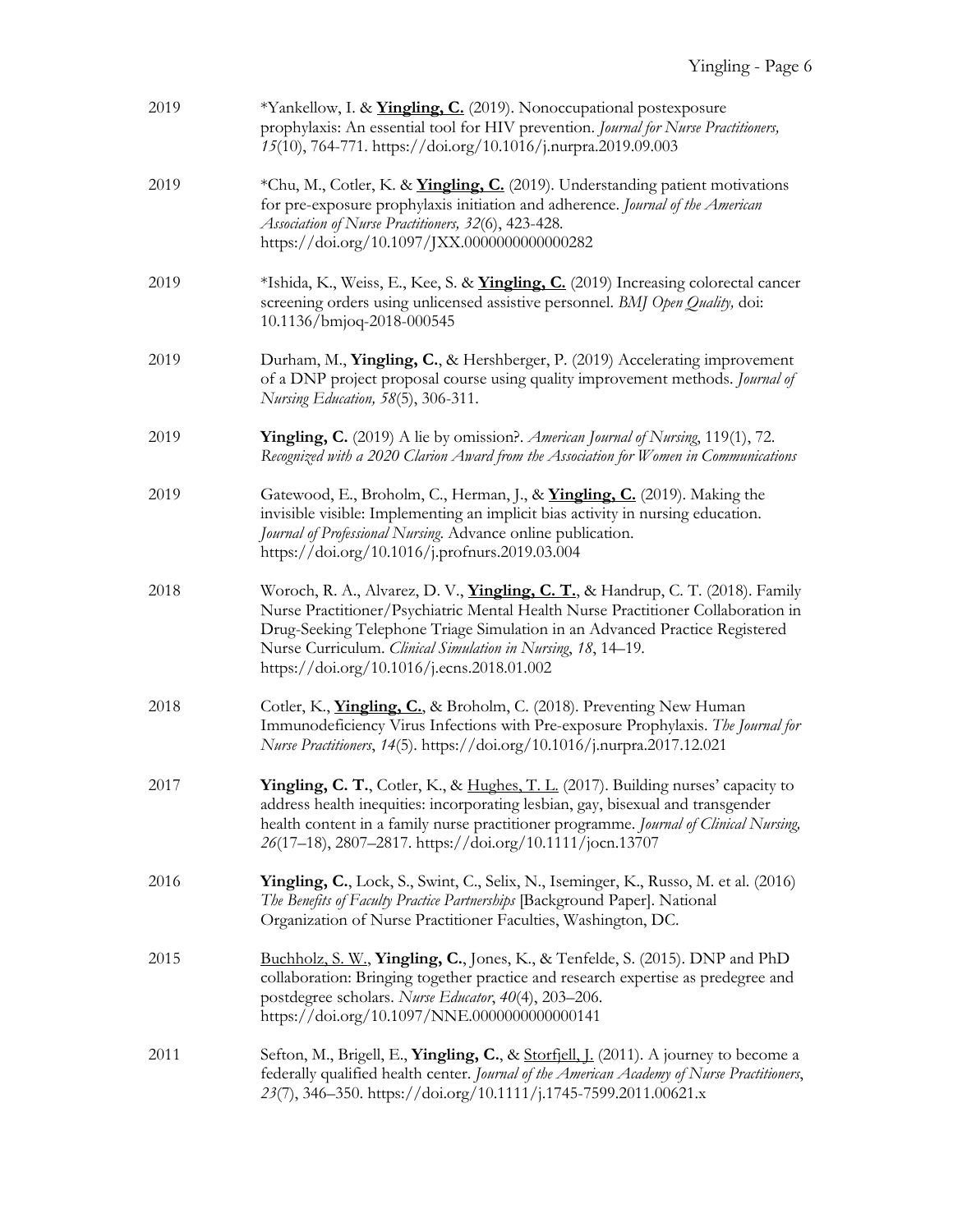2019 *Yankellow, I. & **<u>Yingling, C.</u>** (2019). Nonoccupational postexposure prophylaxis: An essential tool for HIV prevention. *Journal for Nurse Practitioners, 15*(10), 764-771. https://doi.org/10.1016/j.nurpra.2019.09.003

2019 *Chu, M., Cotler, K. & **<u>Yingling, C.</u>** (2019). Understanding patient motivations for pre-exposure prophylaxis initiation and adherence. *Journal of the American Association of Nurse Practitioners, 32*(6), 423-428. https://doi.org/10.1097/JXX.0000000000000282

2019 *Ishida, K., Weiss, E., Kee, S. & **<u>Yingling, C.</u>** (2019) Increasing colorectal cancer screening orders using unlicensed assistive personnel. *BMJ Open Quality,* doi: 10.1136/bmjoq-2018-000545

2019 Durham, M., **Yingling, C.**, & Hershberger, P. (2019) Accelerating improvement of a DNP project proposal course using quality improvement methods. *Journal of Nursing Education, 58*(5), 306-311.

2019 **Yingling, C.** (2019) A lie by omission?. *American Journal of Nursing*, 119(1), 72. *Recognized with a 2020 Clarion Award from the Association for Women in Communications*

2019 Gatewood, E., Broholm, C., Herman, J., & **<u>Yingling, C.</u>** (2019). Making the invisible visible: Implementing an implicit bias activity in nursing education. *Journal of Professional Nursing.* Advance online publication. https://doi.org/10.1016/j.profnurs.2019.03.004

2018 Woroch, R. A., Alvarez, D. V., **<u>Yingling, C. T.</u>**, & Handrup, C. T. (2018). Family Nurse Practitioner/Psychiatric Mental Health Nurse Practitioner Collaboration in Drug-Seeking Telephone Triage Simulation in an Advanced Practice Registered Nurse Curriculum. *Clinical Simulation in Nursing*, *18*, 14–19. https://doi.org/10.1016/j.ecns.2018.01.002

2018 Cotler, K., **<u>Yingling, C.</u>**, & Broholm, C. (2018). Preventing New Human Immunodeficiency Virus Infections with Pre-exposure Prophylaxis. *The Journal for Nurse Practitioners*, *14*(5). https://doi.org/10.1016/j.nurpra.2017.12.021

2017 **Yingling, C. T.**, Cotler, K., & <u>Hughes, T. L.</u> (2017). Building nurses' capacity to address health inequities: incorporating lesbian, gay, bisexual and transgender health content in a family nurse practitioner programme. *Journal of Clinical Nursing, 26*(17–18), 2807–2817. https://doi.org/10.1111/jocn.13707

2016 **Yingling, C.**, Lock, S., Swint, C., Selix, N., Iseminger, K., Russo, M. et al. (2016) *The Benefits of Faculty Practice Partnerships* [Background Paper]. National Organization of Nurse Practitioner Faculties, Washington, DC.

2015 <u>Buchholz, S. W.</u>, **Yingling, C.**, Jones, K., & Tenfelde, S. (2015). DNP and PhD collaboration: Bringing together practice and research expertise as predegree and postdegree scholars. *Nurse Educator*, *40*(4), 203–206. https://doi.org/10.1097/NNE.0000000000000141

2011 Sefton, M., Brigell, E., **Yingling, C.**, & <u>Storfjell, J.</u> (2011). A journey to become a federally qualified health center. *Journal of the American Academy of Nurse Practitioners*, *23*(7), 346–350. https://doi.org/10.1111/j.1745-7599.2011.00621.x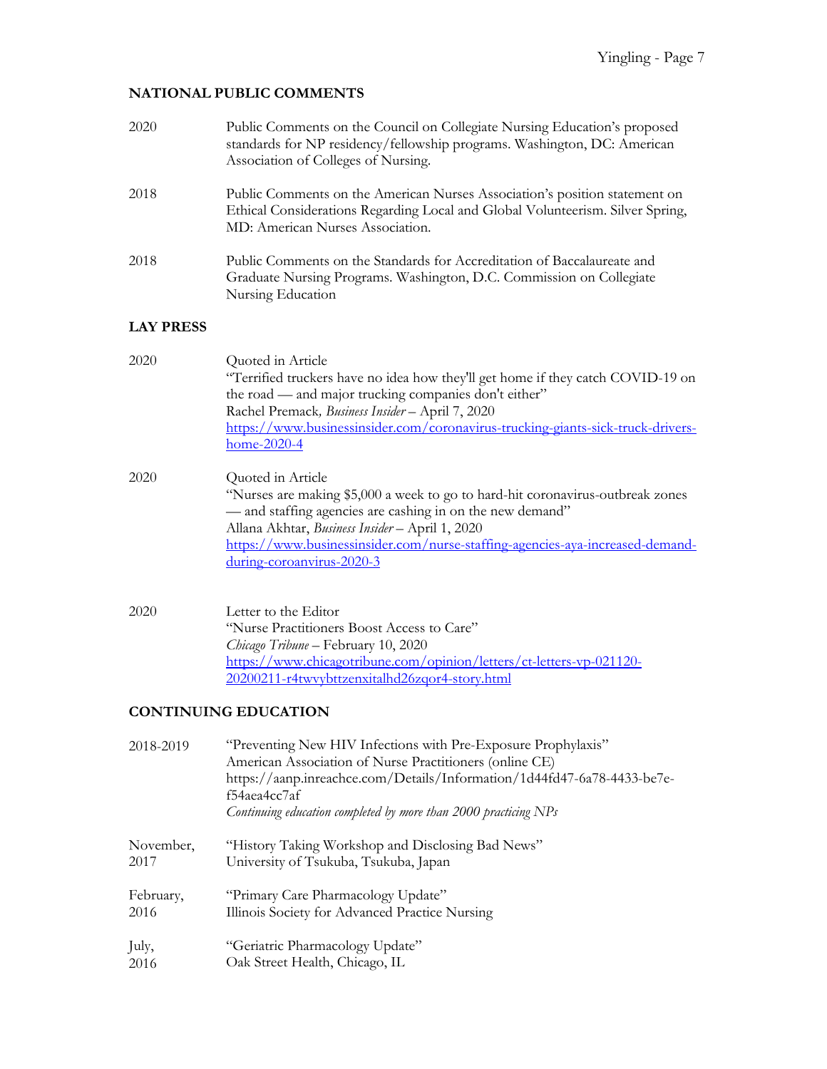## NATIONAL PUBLIC COMMENTS

2020 Public Comments on the Council on Collegiate Nursing Education's proposed standards for NP residency/fellowship programs. Washington, DC: American Association of Colleges of Nursing.

2018 Public Comments on the American Nurses Association's position statement on Ethical Considerations Regarding Local and Global Volunteerism. Silver Spring, MD: American Nurses Association.

2018 Public Comments on the Standards for Accreditation of Baccalaureate and Graduate Nursing Programs. Washington, D.C. Commission on Collegiate Nursing Education

## LAY PRESS

2020 Quoted in Article
"Terrified truckers have no idea how they'll get home if they catch COVID-19 on the road — and major trucking companies don't either"
Rachel Premack, *Business Insider* – April 7, 2020
https://www.businessinsider.com/coronavirus-trucking-giants-sick-truck-drivers-home-2020-4

2020 Quoted in Article
"Nurses are making $5,000 a week to go to hard-hit coronavirus-outbreak zones — and staffing agencies are cashing in on the new demand"
Allana Akhtar, *Business Insider* – April 1, 2020
https://www.businessinsider.com/nurse-staffing-agencies-aya-increased-demand-during-coroanvirus-2020-3

2020 Letter to the Editor
"Nurse Practitioners Boost Access to Care"
*Chicago Tribune* – February 10, 2020
https://www.chicagotribune.com/opinion/letters/ct-letters-vp-021120-20200211-r4twvybttzenxitalhd26zqor4-story.html

## CONTINUING EDUCATION

2018-2019 "Preventing New HIV Infections with Pre-Exposure Prophylaxis"
American Association of Nurse Practitioners (online CE)
https://aanp.inreachce.com/Details/Information/1d44fd47-6a78-4433-be7e-f54aea4cc7af
*Continuing education completed by more than 2000 practicing NPs*

November, 2017 "History Taking Workshop and Disclosing Bad News"
University of Tsukuba, Tsukuba, Japan

February, 2016 "Primary Care Pharmacology Update"
Illinois Society for Advanced Practice Nursing

July, 2016 "Geriatric Pharmacology Update"
Oak Street Health, Chicago, IL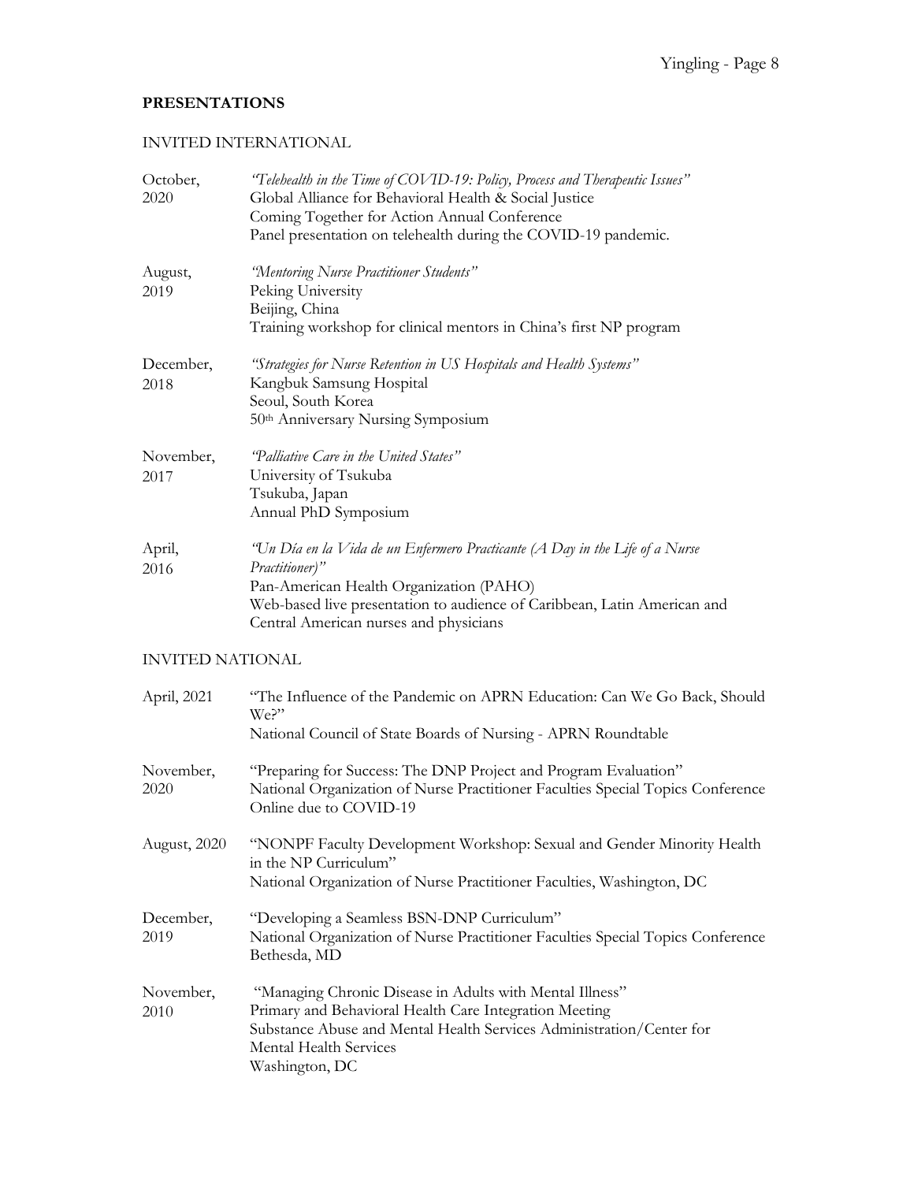## PRESENTATIONS

### INVITED INTERNATIONAL

| | |
|---|---|
| October, 2020 | *"Telehealth in the Time of COVID-19: Policy, Process and Therapeutic Issues"*<br>Global Alliance for Behavioral Health & Social Justice<br>Coming Together for Action Annual Conference<br>Panel presentation on telehealth during the COVID-19 pandemic. |
| August, 2019 | *"Mentoring Nurse Practitioner Students"*<br>Peking University<br>Beijing, China<br>Training workshop for clinical mentors in China's first NP program |
| December, 2018 | *"Strategies for Nurse Retention in US Hospitals and Health Systems"*<br>Kangbuk Samsung Hospital<br>Seoul, South Korea<br>50th Anniversary Nursing Symposium |
| November, 2017 | *"Palliative Care in the United States"*<br>University of Tsukuba<br>Tsukuba, Japan<br>Annual PhD Symposium |
| April, 2016 | *"Un Día en la Vida de un Enfermero Practicante (A Day in the Life of a Nurse Practitioner)"*<br>Pan-American Health Organization (PAHO)<br>Web-based live presentation to audience of Caribbean, Latin American and Central American nurses and physicians |

### INVITED NATIONAL

| | |
|---|---|
| April, 2021 | "The Influence of the Pandemic on APRN Education: Can We Go Back, Should We?"<br>National Council of State Boards of Nursing - APRN Roundtable |
| November, 2020 | "Preparing for Success: The DNP Project and Program Evaluation"<br>National Organization of Nurse Practitioner Faculties Special Topics Conference<br>Online due to COVID-19 |
| August, 2020 | "NONPF Faculty Development Workshop: Sexual and Gender Minority Health in the NP Curriculum"<br>National Organization of Nurse Practitioner Faculties, Washington, DC |
| December, 2019 | "Developing a Seamless BSN-DNP Curriculum"<br>National Organization of Nurse Practitioner Faculties Special Topics Conference<br>Bethesda, MD |
| November, 2010 | "Managing Chronic Disease in Adults with Mental Illness"<br>Primary and Behavioral Health Care Integration Meeting<br>Substance Abuse and Mental Health Services Administration/Center for Mental Health Services<br>Washington, DC |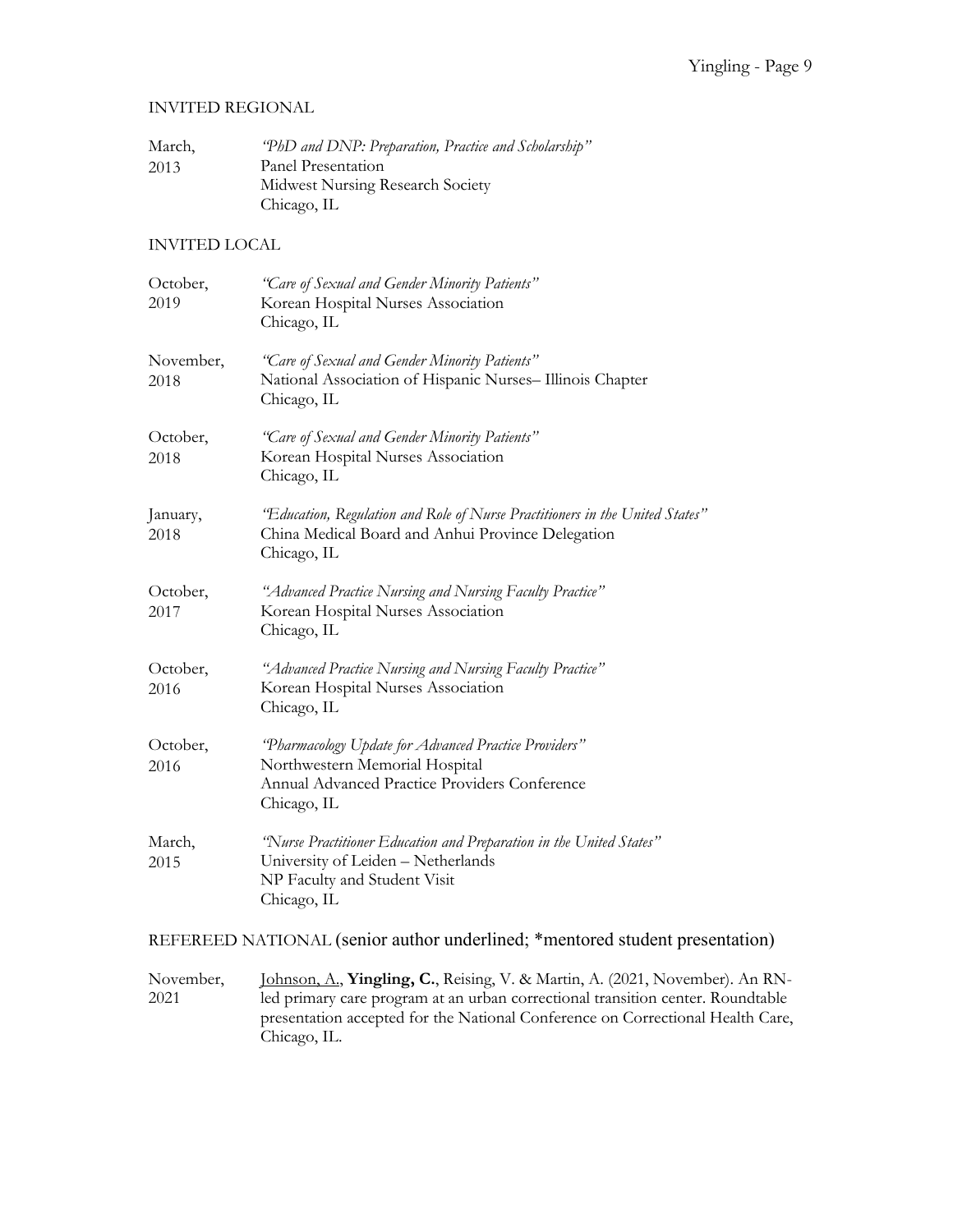## INVITED REGIONAL

March, 2013 — *"PhD and DNP: Preparation, Practice and Scholarship"*
Panel Presentation
Midwest Nursing Research Society
Chicago, IL

## INVITED LOCAL

October, 2019 — *"Care of Sexual and Gender Minority Patients"*
Korean Hospital Nurses Association
Chicago, IL

November, 2018 — *"Care of Sexual and Gender Minority Patients"*
National Association of Hispanic Nurses– Illinois Chapter
Chicago, IL

October, 2018 — *"Care of Sexual and Gender Minority Patients"*
Korean Hospital Nurses Association
Chicago, IL

January, 2018 — *"Education, Regulation and Role of Nurse Practitioners in the United States"*
China Medical Board and Anhui Province Delegation
Chicago, IL

October, 2017 — *"Advanced Practice Nursing and Nursing Faculty Practice"*
Korean Hospital Nurses Association
Chicago, IL

October, 2016 — *"Advanced Practice Nursing and Nursing Faculty Practice"*
Korean Hospital Nurses Association
Chicago, IL

October, 2016 — *"Pharmacology Update for Advanced Practice Providers"*
Northwestern Memorial Hospital
Annual Advanced Practice Providers Conference
Chicago, IL

March, 2015 — *"Nurse Practitioner Education and Preparation in the United States"*
University of Leiden – Netherlands
NP Faculty and Student Visit
Chicago, IL

## REFEREED NATIONAL (senior author underlined; *mentored student presentation)

November, 2021 — <u>Johnson, A.</u>, **Yingling, C.**, Reising, V. & Martin, A. (2021, November). An RN-led primary care program at an urban correctional transition center. Roundtable presentation accepted for the National Conference on Correctional Health Care, Chicago, IL.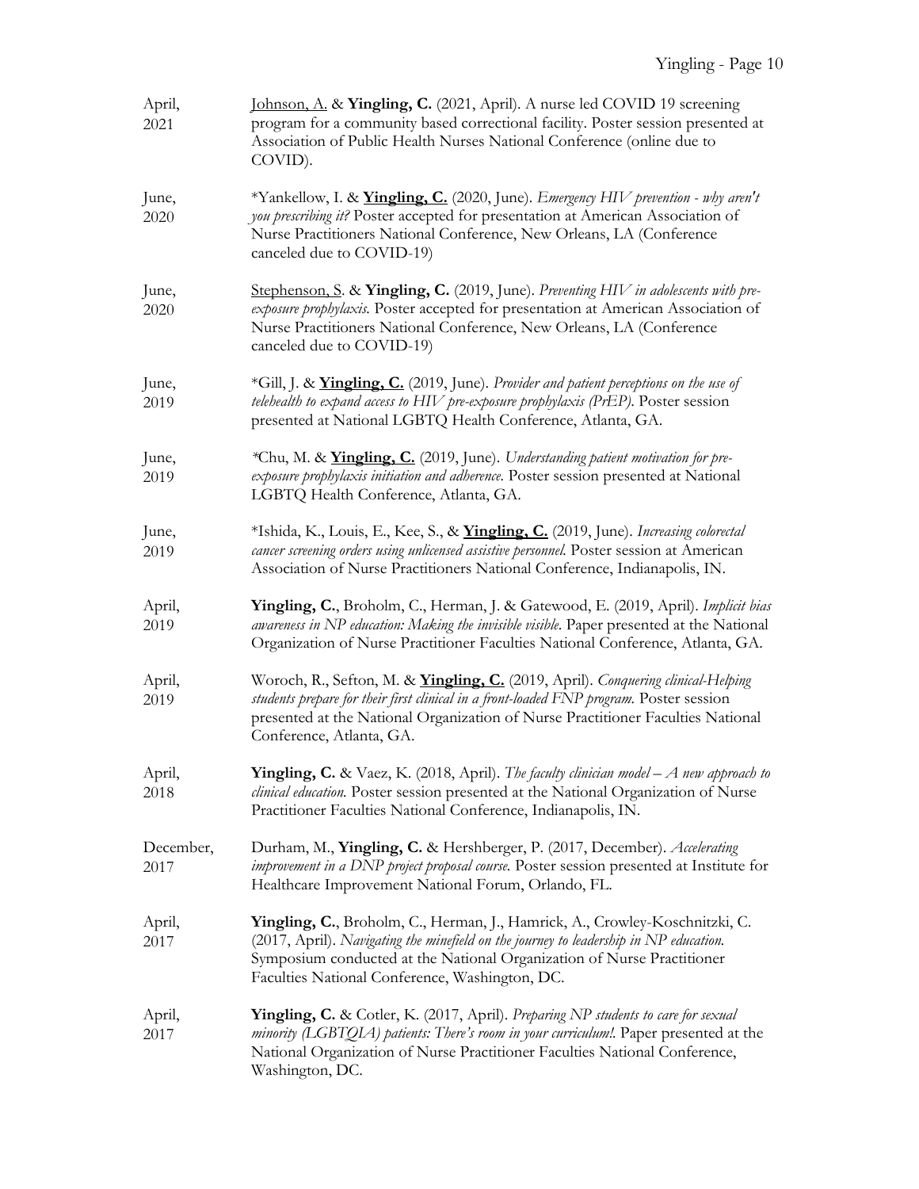| | |
|---|---|
| April, 2021 | <u>Johnson, A.</u> & **Yingling, C.** (2021, April). A nurse led COVID 19 screening program for a community based correctional facility. Poster session presented at Association of Public Health Nurses National Conference (online due to COVID). |
| June, 2020 | *Yankellow, I. & <u>**Yingling, C.**</u> (2020, June). *Emergency HIV prevention - why aren't you prescribing it?* Poster accepted for presentation at American Association of Nurse Practitioners National Conference, New Orleans, LA (Conference canceled due to COVID-19) |
| June, 2020 | <u>Stephenson, S.</u> & **Yingling, C.** (2019, June). *Preventing HIV in adolescents with pre-exposure prophylaxis.* Poster accepted for presentation at American Association of Nurse Practitioners National Conference, New Orleans, LA (Conference canceled due to COVID-19) |
| June, 2019 | *Gill, J. & <u>**Yingling, C.**</u> (2019, June). *Provider and patient perceptions on the use of telehealth to expand access to HIV pre-exposure prophylaxis (PrEP).* Poster session presented at National LGBTQ Health Conference, Atlanta, GA. |
| June, 2019 | *Chu, M. & <u>**Yingling, C.**</u> (2019, June). *Understanding patient motivation for pre-exposure prophylaxis initiation and adherence.* Poster session presented at National LGBTQ Health Conference, Atlanta, GA. |
| June, 2019 | *Ishida, K., Louis, E., Kee, S., & <u>**Yingling, C.**</u> (2019, June). *Increasing colorectal cancer screening orders using unlicensed assistive personnel.* Poster session at American Association of Nurse Practitioners National Conference, Indianapolis, IN. |
| April, 2019 | **Yingling, C.**, Broholm, C., Herman, J. & Gatewood, E. (2019, April). *Implicit bias awareness in NP education: Making the invisible visible.* Paper presented at the National Organization of Nurse Practitioner Faculties National Conference, Atlanta, GA. |
| April, 2019 | Woroch, R., Sefton, M. & <u>**Yingling, C.**</u> (2019, April). *Conquering clinical-Helping students prepare for their first clinical in a front-loaded FNP program.* Poster session presented at the National Organization of Nurse Practitioner Faculties National Conference, Atlanta, GA. |
| April, 2018 | **Yingling, C.** & Vaez, K. (2018, April). *The faculty clinician model – A new approach to clinical education.* Poster session presented at the National Organization of Nurse Practitioner Faculties National Conference, Indianapolis, IN. |
| December, 2017 | Durham, M., **Yingling, C.** & Hershberger, P. (2017, December). *Accelerating improvement in a DNP project proposal course.* Poster session presented at Institute for Healthcare Improvement National Forum, Orlando, FL. |
| April, 2017 | **Yingling, C.**, Broholm, C., Herman, J., Hamrick, A., Crowley-Koschnitzki, C. (2017, April). *Navigating the minefield on the journey to leadership in NP education.* Symposium conducted at the National Organization of Nurse Practitioner Faculties National Conference, Washington, DC. |
| April, 2017 | **Yingling, C.** & Cotler, K. (2017, April). *Preparing NP students to care for sexual minority (LGBTQIA) patients: There's room in your curriculum!.* Paper presented at the National Organization of Nurse Practitioner Faculties National Conference, Washington, DC. |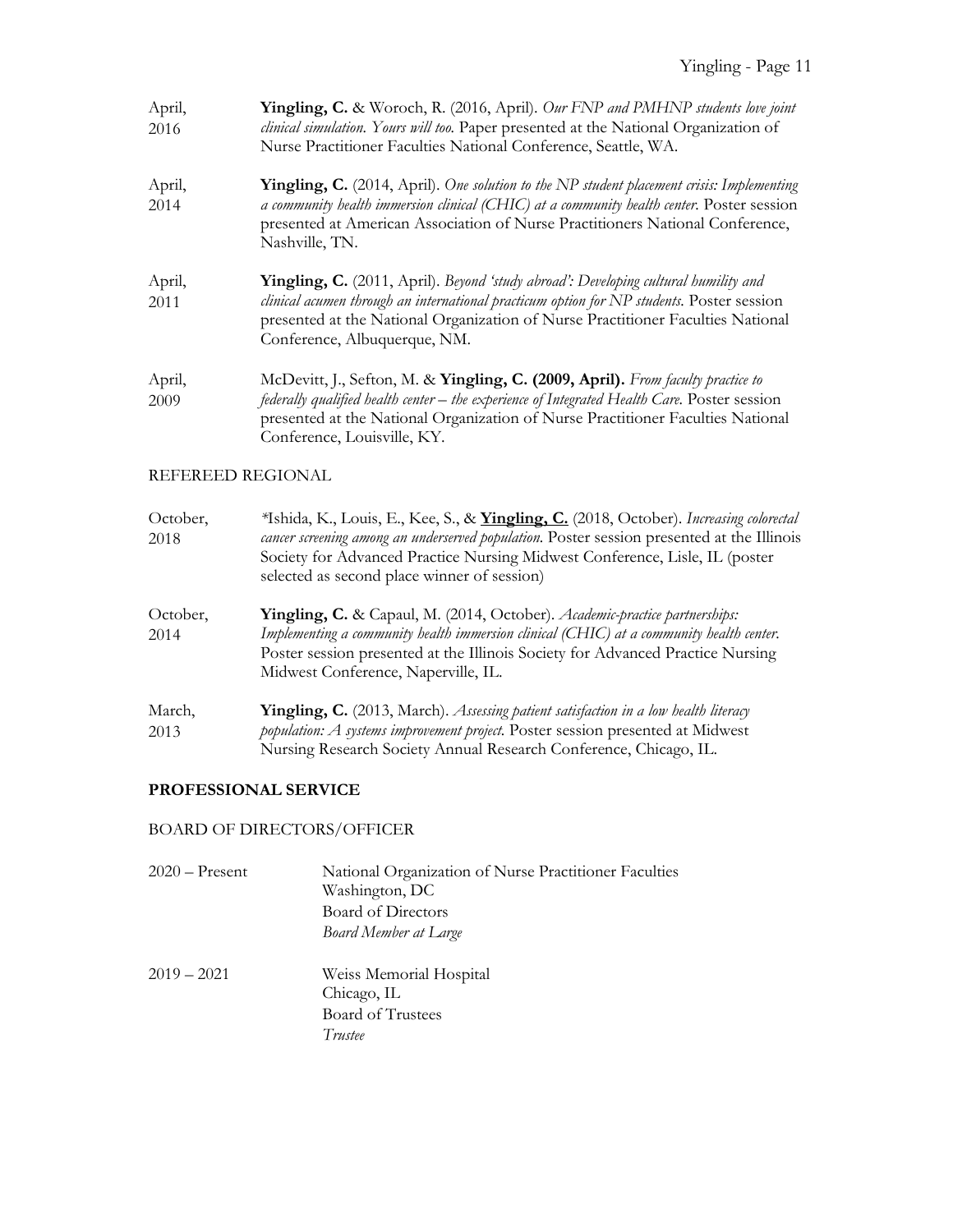April, 2016 — **Yingling, C.** & Woroch, R. (2016, April). *Our FNP and PMHNP students love joint clinical simulation. Yours will too.* Paper presented at the National Organization of Nurse Practitioner Faculties National Conference, Seattle, WA.

April, 2014 — **Yingling, C.** (2014, April). *One solution to the NP student placement crisis: Implementing a community health immersion clinical (CHIC) at a community health center.* Poster session presented at American Association of Nurse Practitioners National Conference, Nashville, TN.

April, 2011 — **Yingling, C.** (2011, April). *Beyond 'study abroad': Developing cultural humility and clinical acumen through an international practicum option for NP students.* Poster session presented at the National Organization of Nurse Practitioner Faculties National Conference, Albuquerque, NM.

April, 2009 — McDevitt, J., Sefton, M. & **Yingling, C. (2009, April).** *From faculty practice to federally qualified health center – the experience of Integrated Health Care.* Poster session presented at the National Organization of Nurse Practitioner Faculties National Conference, Louisville, KY.

REFEREED REGIONAL

October, 2018 — *Ishida, K., Louis, E., Kee, S., & **<u>Yingling, C.</u>** (2018, October). *Increasing colorectal cancer screening among an underserved population.* Poster session presented at the Illinois Society for Advanced Practice Nursing Midwest Conference, Lisle, IL (poster selected as second place winner of session)

October, 2014 — **Yingling, C.** & Capaul, M. (2014, October). *Academic-practice partnerships: Implementing a community health immersion clinical (CHIC) at a community health center.* Poster session presented at the Illinois Society for Advanced Practice Nursing Midwest Conference, Naperville, IL.

March, 2013 — **Yingling, C.** (2013, March). *Assessing patient satisfaction in a low health literacy population: A systems improvement project.* Poster session presented at Midwest Nursing Research Society Annual Research Conference, Chicago, IL.

## PROFESSIONAL SERVICE

BOARD OF DIRECTORS/OFFICER

2020 – Present — National Organization of Nurse Practitioner Faculties
Washington, DC
Board of Directors
*Board Member at Large*

2019 – 2021 — Weiss Memorial Hospital
Chicago, IL
Board of Trustees
*Trustee*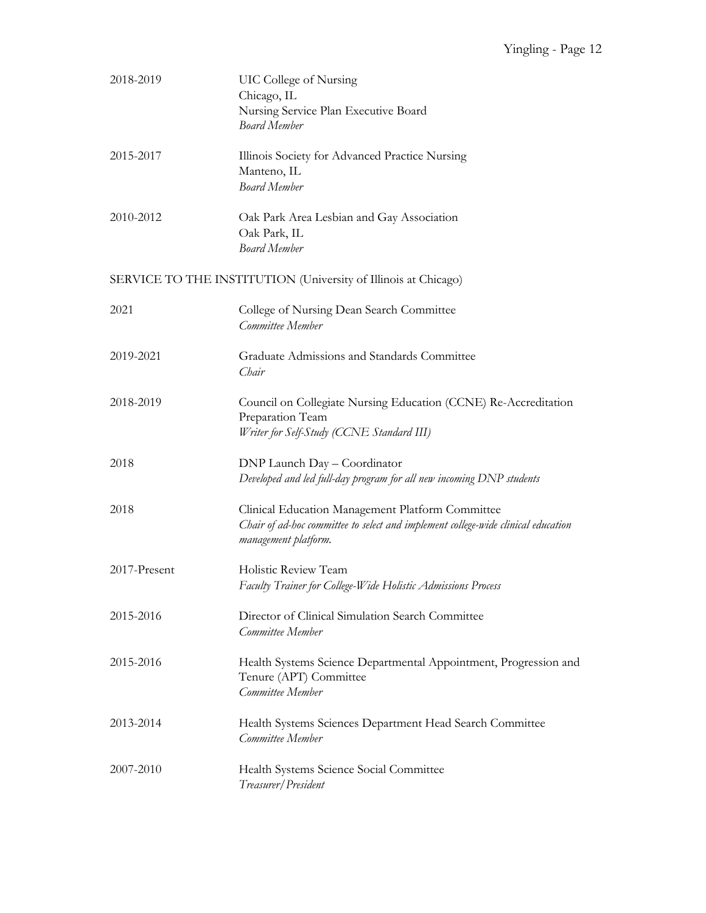2018-2019 UIC College of Nursing
Chicago, IL
Nursing Service Plan Executive Board
*Board Member*

2015-2017 Illinois Society for Advanced Practice Nursing
Manteno, IL
*Board Member*

2010-2012 Oak Park Area Lesbian and Gay Association
Oak Park, IL
*Board Member*

## SERVICE TO THE INSTITUTION (University of Illinois at Chicago)

2021 College of Nursing Dean Search Committee
*Committee Member*

2019-2021 Graduate Admissions and Standards Committee
*Chair*

2018-2019 Council on Collegiate Nursing Education (CCNE) Re-Accreditation Preparation Team
*Writer for Self-Study (CCNE Standard III)*

2018 DNP Launch Day – Coordinator
*Developed and led full-day program for all new incoming DNP students*

2018 Clinical Education Management Platform Committee
*Chair of ad-hoc committee to select and implement college-wide clinical education management platform.*

2017-Present Holistic Review Team
*Faculty Trainer for College-Wide Holistic Admissions Process*

2015-2016 Director of Clinical Simulation Search Committee
*Committee Member*

2015-2016 Health Systems Science Departmental Appointment, Progression and Tenure (APT) Committee
*Committee Member*

2013-2014 Health Systems Sciences Department Head Search Committee
*Committee Member*

2007-2010 Health Systems Science Social Committee
*Treasurer/President*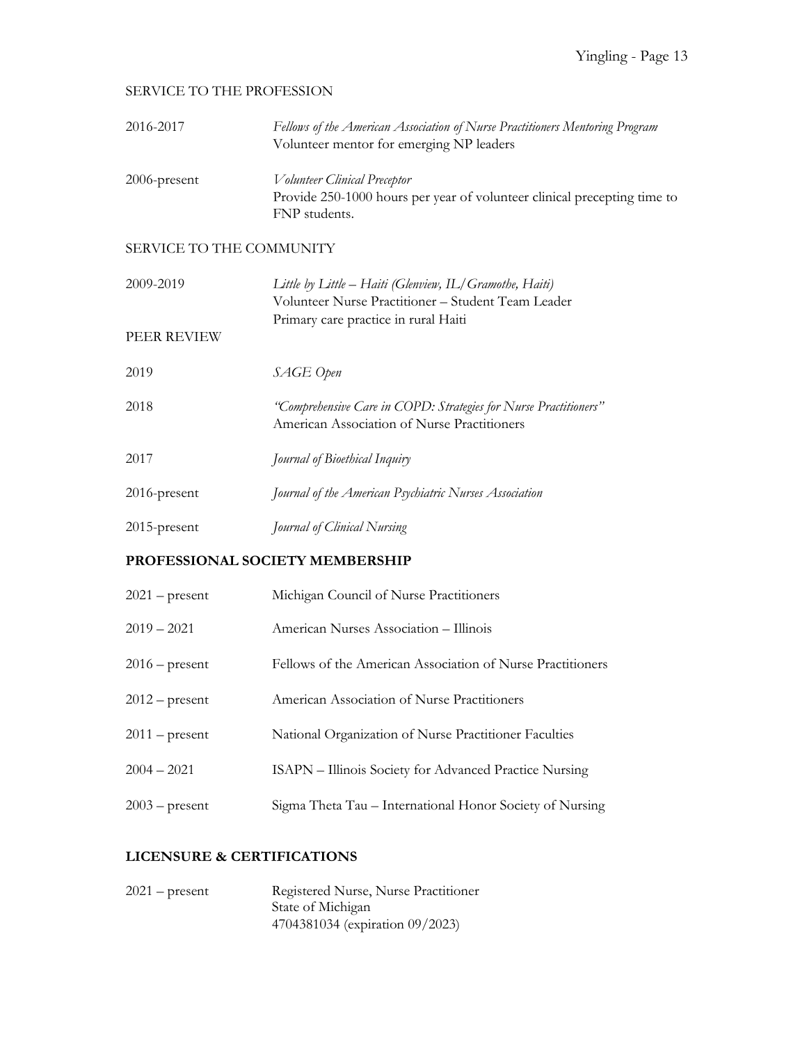SERVICE TO THE PROFESSION

| | |
|---|---|
| 2016-2017 | *Fellows of the American Association of Nurse Practitioners Mentoring Program*<br>Volunteer mentor for emerging NP leaders |
| 2006-present | *Volunteer Clinical Preceptor*<br>Provide 250-1000 hours per year of volunteer clinical precepting time to FNP students. |

SERVICE TO THE COMMUNITY

| | |
|---|---|
| 2009-2019 | *Little by Little – Haiti (Glenview, IL/Gramothe, Haiti)*<br>Volunteer Nurse Practitioner – Student Team Leader<br>Primary care practice in rural Haiti |

PEER REVIEW

| | |
|---|---|
| 2019 | *SAGE Open* |
| 2018 | *"Comprehensive Care in COPD: Strategies for Nurse Practitioners"*<br>American Association of Nurse Practitioners |
| 2017 | *Journal of Bioethical Inquiry* |
| 2016-present | *Journal of the American Psychiatric Nurses Association* |
| 2015-present | *Journal of Clinical Nursing* |

## PROFESSIONAL SOCIETY MEMBERSHIP

| | |
|---|---|
| 2021 – present | Michigan Council of Nurse Practitioners |
| 2019 – 2021 | American Nurses Association – Illinois |
| 2016 – present | Fellows of the American Association of Nurse Practitioners |
| 2012 – present | American Association of Nurse Practitioners |
| 2011 – present | National Organization of Nurse Practitioner Faculties |
| 2004 – 2021 | ISAPN – Illinois Society for Advanced Practice Nursing |
| 2003 – present | Sigma Theta Tau – International Honor Society of Nursing |

## LICENSURE & CERTIFICATIONS

| | |
|---|---|
| 2021 – present | Registered Nurse, Nurse Practitioner<br>State of Michigan<br>4704381034 (expiration 09/2023) |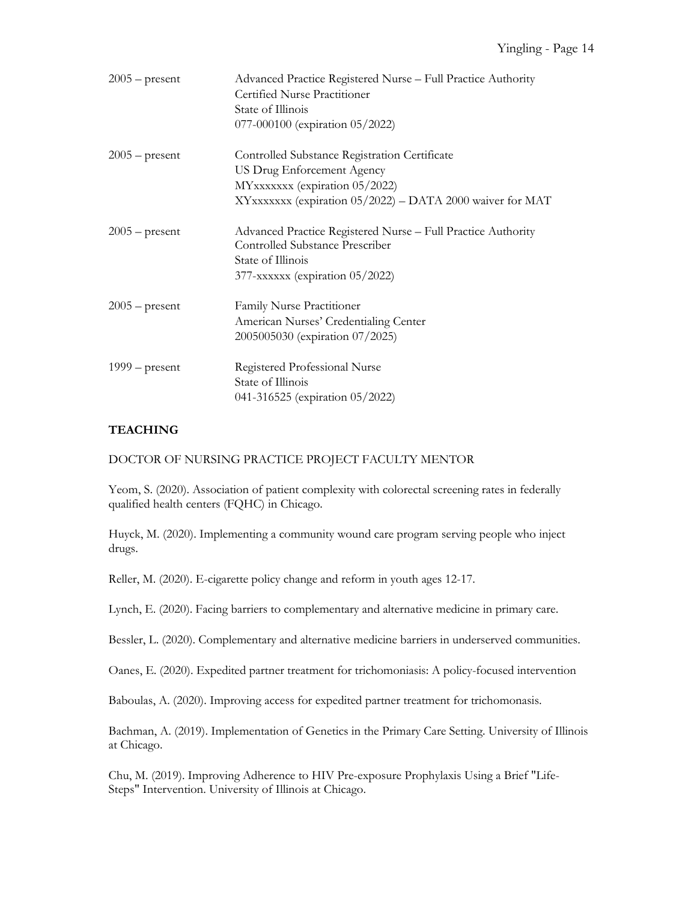| | |
|---|---|
| 2005 – present | Advanced Practice Registered Nurse – Full Practice Authority<br>Certified Nurse Practitioner<br>State of Illinois<br>077-000100 (expiration 05/2022) |
| 2005 – present | Controlled Substance Registration Certificate<br>US Drug Enforcement Agency<br>MYxxxxxxx (expiration 05/2022)<br>XYxxxxxxx (expiration 05/2022) – DATA 2000 waiver for MAT |
| 2005 – present | Advanced Practice Registered Nurse – Full Practice Authority<br>Controlled Substance Prescriber<br>State of Illinois<br>377-xxxxxx (expiration 05/2022) |
| 2005 – present | Family Nurse Practitioner<br>American Nurses' Credentialing Center<br>2005005030 (expiration 07/2025) |
| 1999 – present | Registered Professional Nurse<br>State of Illinois<br>041-316525 (expiration 05/2022) |

## TEACHING

DOCTOR OF NURSING PRACTICE PROJECT FACULTY MENTOR

Yeom, S. (2020). Association of patient complexity with colorectal screening rates in federally qualified health centers (FQHC) in Chicago.

Huyck, M. (2020). Implementing a community wound care program serving people who inject drugs.

Reller, M. (2020). E-cigarette policy change and reform in youth ages 12-17.

Lynch, E. (2020). Facing barriers to complementary and alternative medicine in primary care.

Bessler, L. (2020). Complementary and alternative medicine barriers in underserved communities.

Oanes, E. (2020). Expedited partner treatment for trichomoniasis: A policy-focused intervention

Baboulas, A. (2020). Improving access for expedited partner treatment for trichomonasis.

Bachman, A. (2019). Implementation of Genetics in the Primary Care Setting. University of Illinois at Chicago.

Chu, M. (2019). Improving Adherence to HIV Pre-exposure Prophylaxis Using a Brief "Life-Steps" Intervention. University of Illinois at Chicago.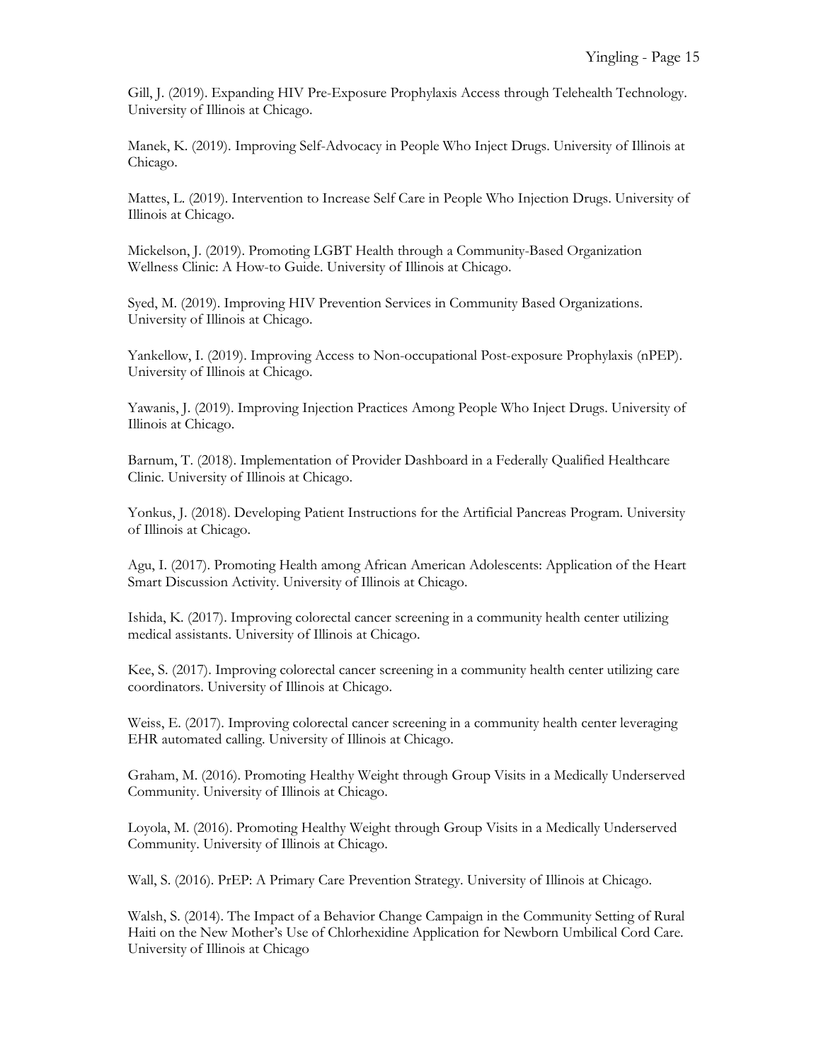Gill, J. (2019). Expanding HIV Pre-Exposure Prophylaxis Access through Telehealth Technology. University of Illinois at Chicago.

Manek, K. (2019). Improving Self-Advocacy in People Who Inject Drugs. University of Illinois at Chicago.

Mattes, L. (2019). Intervention to Increase Self Care in People Who Injection Drugs. University of Illinois at Chicago.

Mickelson, J. (2019). Promoting LGBT Health through a Community-Based Organization Wellness Clinic: A How-to Guide. University of Illinois at Chicago.

Syed, M. (2019). Improving HIV Prevention Services in Community Based Organizations. University of Illinois at Chicago.

Yankellow, I. (2019). Improving Access to Non-occupational Post-exposure Prophylaxis (nPEP). University of Illinois at Chicago.

Yawanis, J. (2019). Improving Injection Practices Among People Who Inject Drugs. University of Illinois at Chicago.

Barnum, T. (2018). Implementation of Provider Dashboard in a Federally Qualified Healthcare Clinic. University of Illinois at Chicago.

Yonkus, J. (2018). Developing Patient Instructions for the Artificial Pancreas Program. University of Illinois at Chicago.

Agu, I. (2017). Promoting Health among African American Adolescents: Application of the Heart Smart Discussion Activity. University of Illinois at Chicago.

Ishida, K. (2017). Improving colorectal cancer screening in a community health center utilizing medical assistants. University of Illinois at Chicago.

Kee, S. (2017). Improving colorectal cancer screening in a community health center utilizing care coordinators. University of Illinois at Chicago.

Weiss, E. (2017). Improving colorectal cancer screening in a community health center leveraging EHR automated calling. University of Illinois at Chicago.

Graham, M. (2016). Promoting Healthy Weight through Group Visits in a Medically Underserved Community. University of Illinois at Chicago.

Loyola, M. (2016). Promoting Healthy Weight through Group Visits in a Medically Underserved Community. University of Illinois at Chicago.

Wall, S. (2016). PrEP: A Primary Care Prevention Strategy. University of Illinois at Chicago.

Walsh, S. (2014). The Impact of a Behavior Change Campaign in the Community Setting of Rural Haiti on the New Mother's Use of Chlorhexidine Application for Newborn Umbilical Cord Care. University of Illinois at Chicago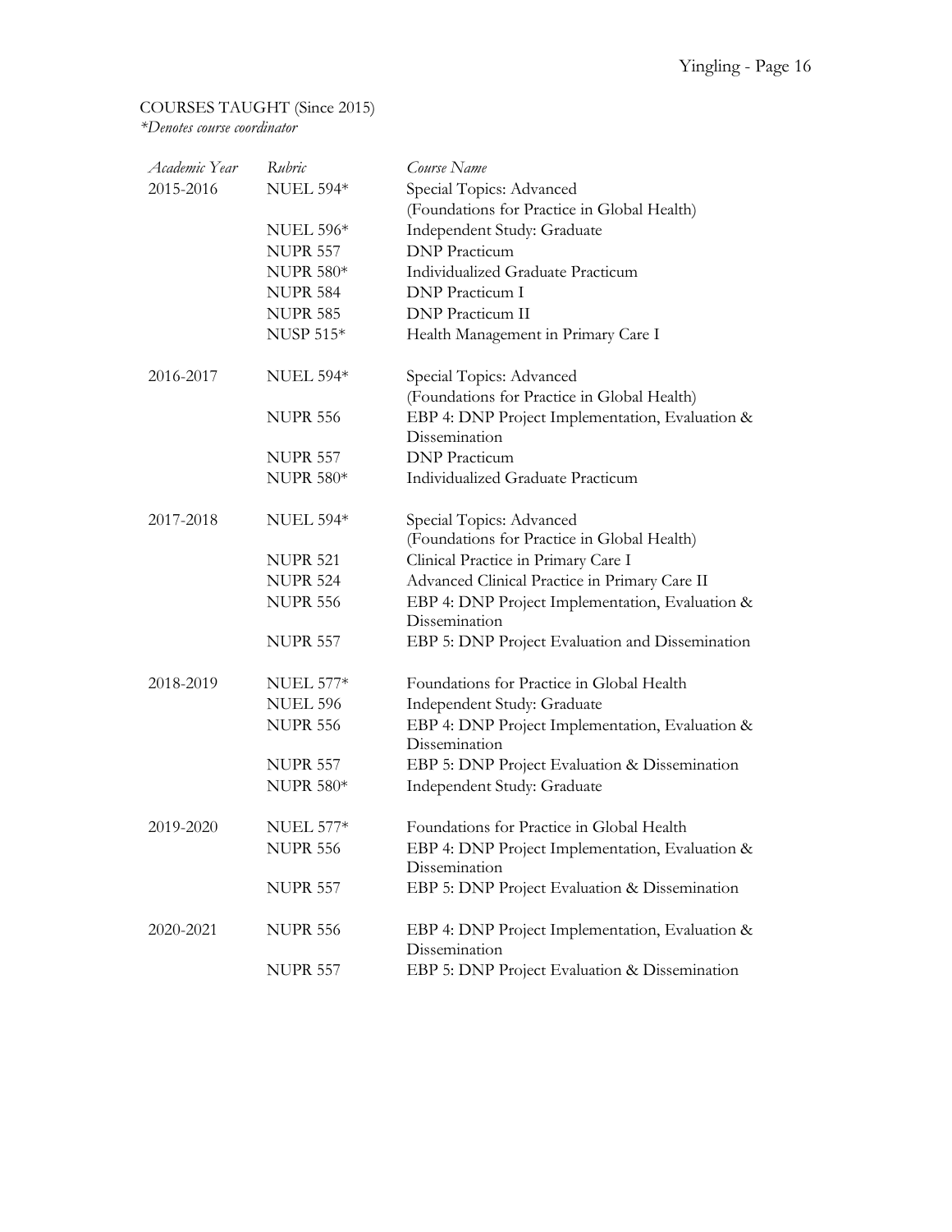COURSES TAUGHT (Since 2015)
*\*Denotes course coordinator*

| *Academic Year* | *Rubric* | *Course Name* |
|---|---|---|
| 2015-2016 | NUEL 594* | Special Topics: Advanced (Foundations for Practice in Global Health) |
| | NUEL 596* | Independent Study: Graduate |
| | NUPR 557 | DNP Practicum |
| | NUPR 580* | Individualized Graduate Practicum |
| | NUPR 584 | DNP Practicum I |
| | NUPR 585 | DNP Practicum II |
| | NUSP 515* | Health Management in Primary Care I |
| 2016-2017 | NUEL 594* | Special Topics: Advanced (Foundations for Practice in Global Health) |
| | NUPR 556 | EBP 4: DNP Project Implementation, Evaluation & Dissemination |
| | NUPR 557 | DNP Practicum |
| | NUPR 580* | Individualized Graduate Practicum |
| 2017-2018 | NUEL 594* | Special Topics: Advanced (Foundations for Practice in Global Health) |
| | NUPR 521 | Clinical Practice in Primary Care I |
| | NUPR 524 | Advanced Clinical Practice in Primary Care II |
| | NUPR 556 | EBP 4: DNP Project Implementation, Evaluation & Dissemination |
| | NUPR 557 | EBP 5: DNP Project Evaluation and Dissemination |
| 2018-2019 | NUEL 577* | Foundations for Practice in Global Health |
| | NUEL 596 | Independent Study: Graduate |
| | NUPR 556 | EBP 4: DNP Project Implementation, Evaluation & Dissemination |
| | NUPR 557 | EBP 5: DNP Project Evaluation & Dissemination |
| | NUPR 580* | Independent Study: Graduate |
| 2019-2020 | NUEL 577* | Foundations for Practice in Global Health |
| | NUPR 556 | EBP 4: DNP Project Implementation, Evaluation & Dissemination |
| | NUPR 557 | EBP 5: DNP Project Evaluation & Dissemination |
| 2020-2021 | NUPR 556 | EBP 4: DNP Project Implementation, Evaluation & Dissemination |
| | NUPR 557 | EBP 5: DNP Project Evaluation & Dissemination |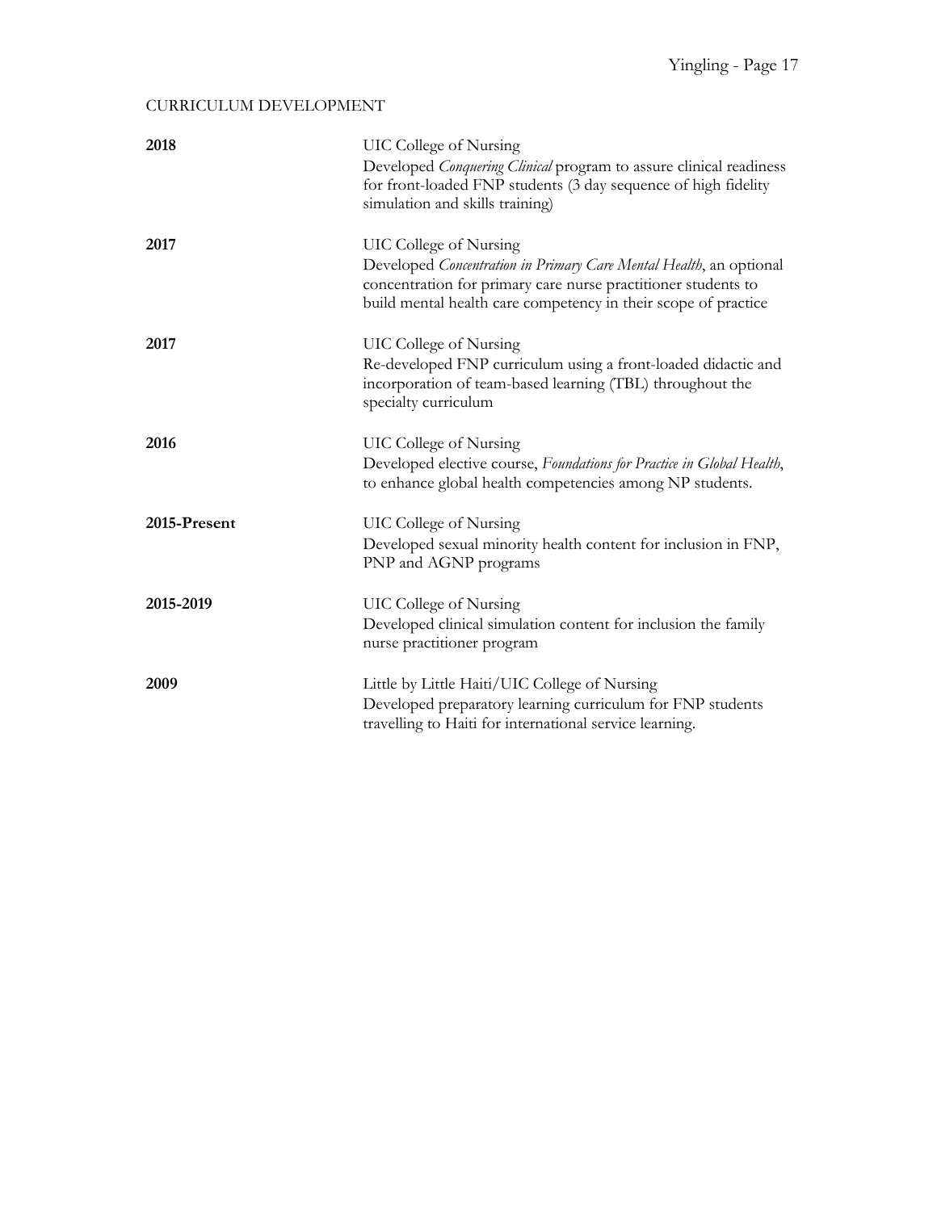## CURRICULUM DEVELOPMENT

| | |
|---|---|
| **2018** | UIC College of Nursing<br>Developed *Conquering Clinical* program to assure clinical readiness for front-loaded FNP students (3 day sequence of high fidelity simulation and skills training) |
| **2017** | UIC College of Nursing<br>Developed *Concentration in Primary Care Mental Health*, an optional concentration for primary care nurse practitioner students to build mental health care competency in their scope of practice |
| **2017** | UIC College of Nursing<br>Re-developed FNP curriculum using a front-loaded didactic and incorporation of team-based learning (TBL) throughout the specialty curriculum |
| **2016** | UIC College of Nursing<br>Developed elective course, *Foundations for Practice in Global Health*, to enhance global health competencies among NP students. |
| **2015-Present** | UIC College of Nursing<br>Developed sexual minority health content for inclusion in FNP, PNP and AGNP programs |
| **2015-2019** | UIC College of Nursing<br>Developed clinical simulation content for inclusion the family nurse practitioner program |
| **2009** | Little by Little Haiti/UIC College of Nursing<br>Developed preparatory learning curriculum for FNP students travelling to Haiti for international service learning. |